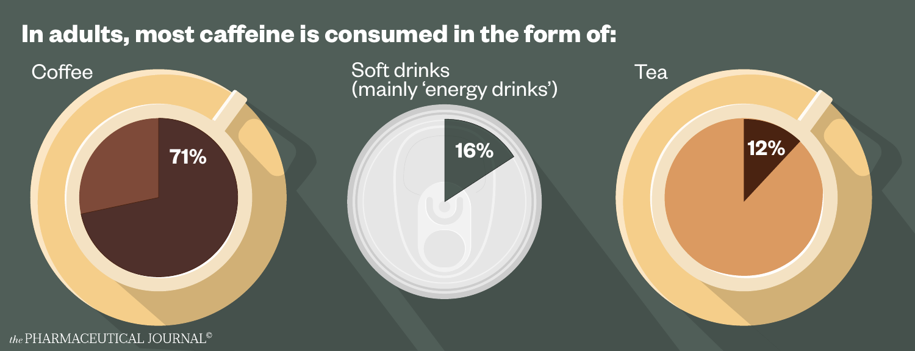# In adults, most caffeine is consumed in the form of:

Coffee

71%

Soft drinks (mainly 'energy drinks')

16%

Tea

12%

*the* PHARMACEUTICAL JOURNAL©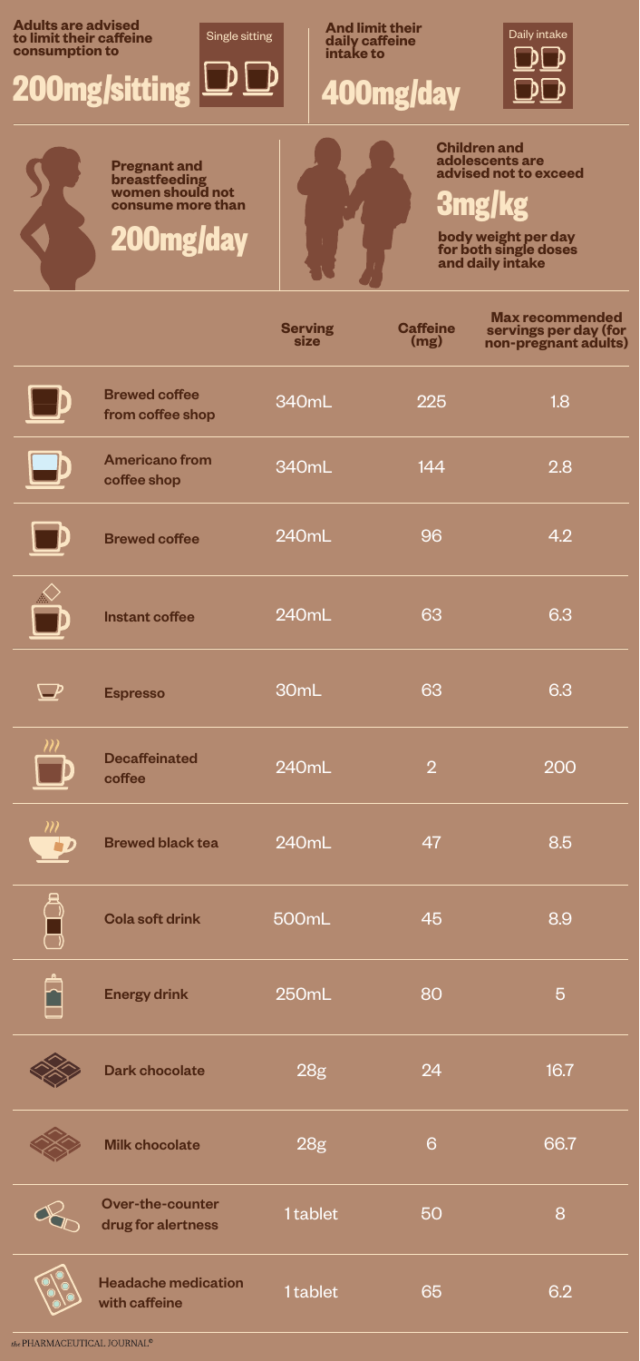Adults are advised to limit their caffeine consumption to

**200mg/sitting** (Single sitting)

And limit their daily caffeine intake to

**400mg/day** (Daily intake)

Pregnant and breastfeeding women should not consume more than

**200mg/day**

Children and adolescents are advised not to exceed

**3mg/kg**

body weight per day for both single doses and daily intake

| | Serving size | Caffeine (mg) | Max recommended servings per day (for non-pregnant adults) |
|---|---|---|---|
| Brewed coffee from coffee shop | 340mL | 225 | 1.8 |
| Americano from coffee shop | 340mL | 144 | 2.8 |
| Brewed coffee | 240mL | 96 | 4.2 |
| Instant coffee | 240mL | 63 | 6.3 |
| Espresso | 30mL | 63 | 6.3 |
| Decaffeinated coffee | 240mL | 2 | 200 |
| Brewed black tea | 240mL | 47 | 8.5 |
| Cola soft drink | 500mL | 45 | 8.9 |
| Energy drink | 250mL | 80 | 5 |
| Dark chocolate | 28g | 24 | 16.7 |
| Milk chocolate | 28g | 6 | 66.7 |
| Over-the-counter drug for alertness | 1 tablet | 50 | 8 |
| Headache medication with caffeine | 1 tablet | 65 | 6.2 |

*the* PHARMACEUTICAL JOURNAL®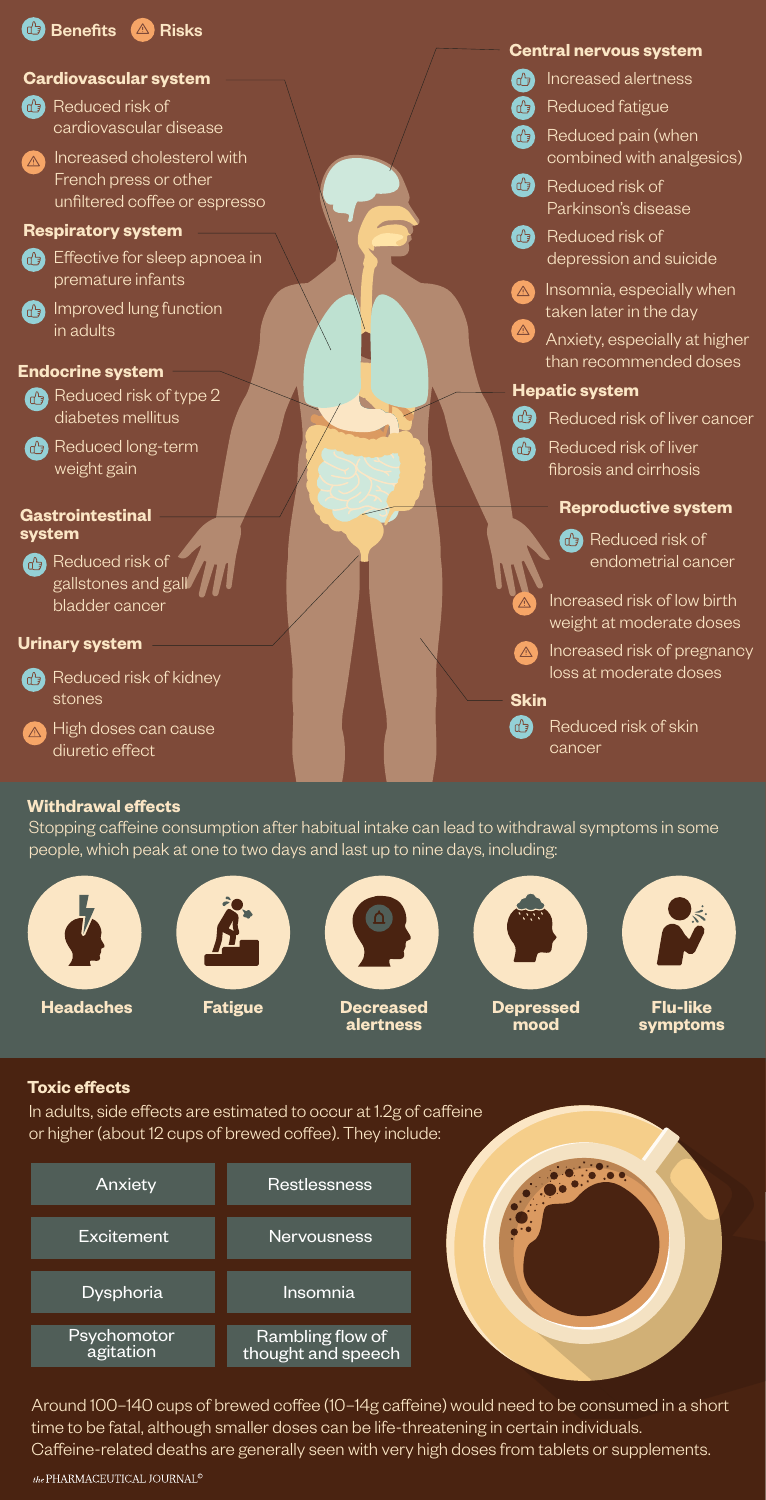Benefits | Risks

## Cardiovascular system

- Benefit: Reduced risk of cardiovascular disease
- Risk: Increased cholesterol with French press or other unfiltered coffee or espresso

## Respiratory system

- Benefit: Effective for sleep apnoea in premature infants
- Benefit: Improved lung function in adults

## Endocrine system

- Benefit: Reduced risk of type 2 diabetes mellitus
- Benefit: Reduced long-term weight gain

## Gastrointestinal system

- Benefit: Reduced risk of gallstones and gall bladder cancer

## Urinary system

- Benefit: Reduced risk of kidney stones
- Risk: High doses can cause diuretic effect

## Central nervous system

- Benefit: Increased alertness
- Benefit: Reduced fatigue
- Benefit: Reduced pain (when combined with analgesics)
- Benefit: Reduced risk of Parkinson's disease
- Benefit: Reduced risk of depression and suicide
- Risk: Insomnia, especially when taken later in the day
- Risk: Anxiety, especially at higher than recommended doses

## Hepatic system

- Benefit: Reduced risk of liver cancer
- Benefit: Reduced risk of liver fibrosis and cirrhosis

## Reproductive system

- Benefit: Reduced risk of endometrial cancer
- Risk: Increased risk of low birth weight at moderate doses
- Risk: Increased risk of pregnancy loss at moderate doses

## Skin

- Benefit: Reduced risk of skin cancer

## Withdrawal effects

Stopping caffeine consumption after habitual intake can lead to withdrawal symptoms in some people, which peak at one to two days and last up to nine days, including:

- **Headaches**
- **Fatigue**
- **Decreased alertness**
- **Depressed mood**
- **Flu-like symptoms**

## Toxic effects

In adults, side effects are estimated to occur at 1.2g of caffeine or higher (about 12 cups of brewed coffee). They include:

| | |
|---|---|
| Anxiety | Restlessness |
| Excitement | Nervousness |
| Dysphoria | Insomnia |
| Psychomotor agitation | Rambling flow of thought and speech |

Around 100–140 cups of brewed coffee (10–14g caffeine) would need to be consumed in a short time to be fatal, although smaller doses can be life-threatening in certain individuals. Caffeine-related deaths are generally seen with very high doses from tablets or supplements.

*the* PHARMACEUTICAL JOURNAL©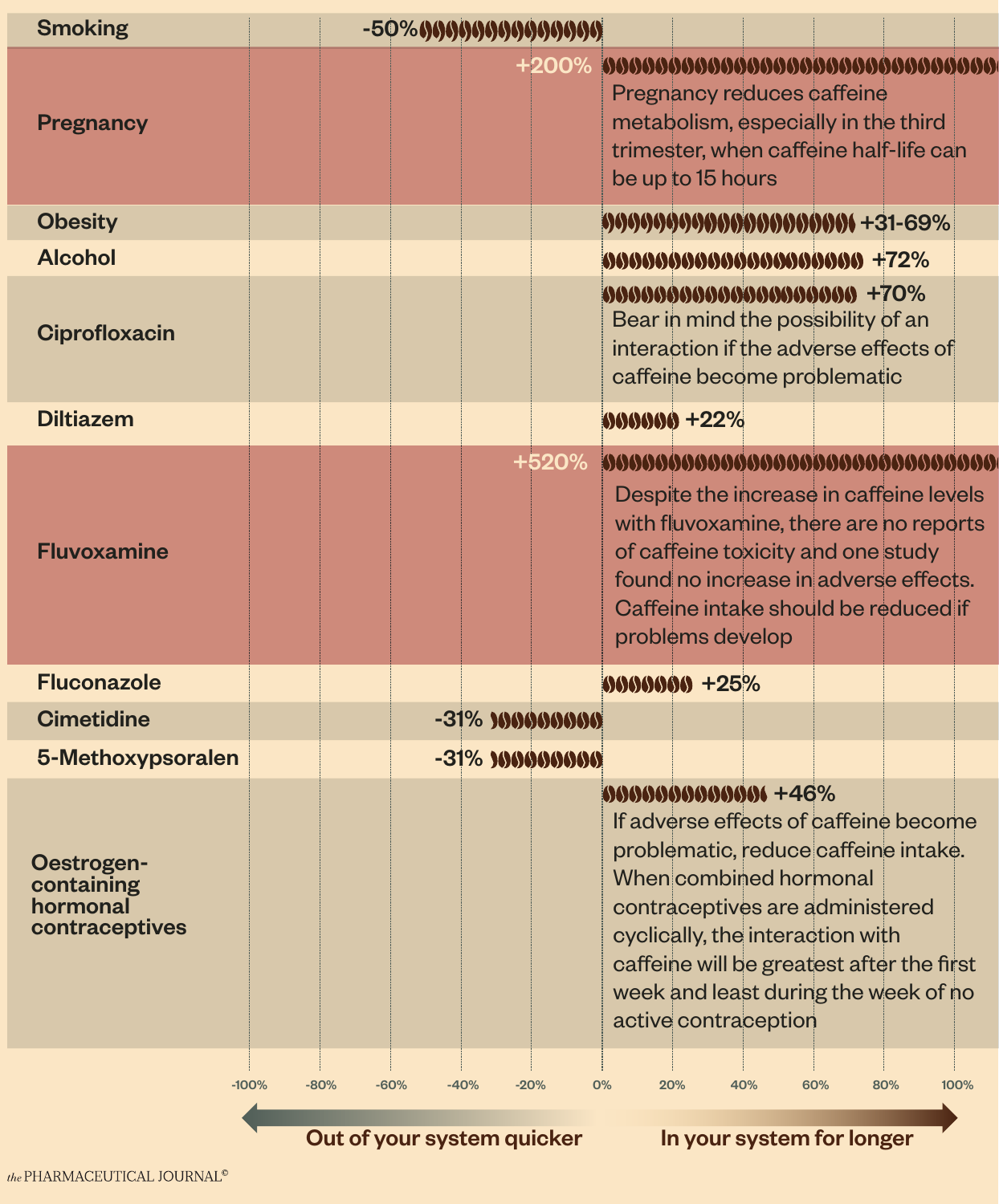Smoking

-50%

Pregnancy

+200%

Pregnancy reduces caffeine metabolism, especially in the third trimester, when caffeine half-life can be up to 15 hours

Obesity

+31-69%

Alcohol

+72%

Ciprofloxacin

+70%

Bear in mind the possibility of an interaction if the adverse effects of caffeine become problematic

Diltiazem

+22%

Fluvoxamine

+520%

Despite the increase in caffeine levels with fluvoxamine, there are no reports of caffeine toxicity and one study found no increase in adverse effects. Caffeine intake should be reduced if problems develop

Fluconazole

+25%

Cimetidine

-31%

5-Methoxypsoralen

-31%

Oestrogen-containing hormonal contraceptives

+46%

If adverse effects of caffeine become problematic, reduce caffeine intake. When combined hormonal contraceptives are administered cyclically, the interaction with caffeine will be greatest after the first week and least during the week of no active contraception

-100% -80% -60% -40% -20% 0% 20% 40% 60% 80% 100%

Out of your system quicker

In your system for longer

*the* PHARMACEUTICAL JOURNAL©